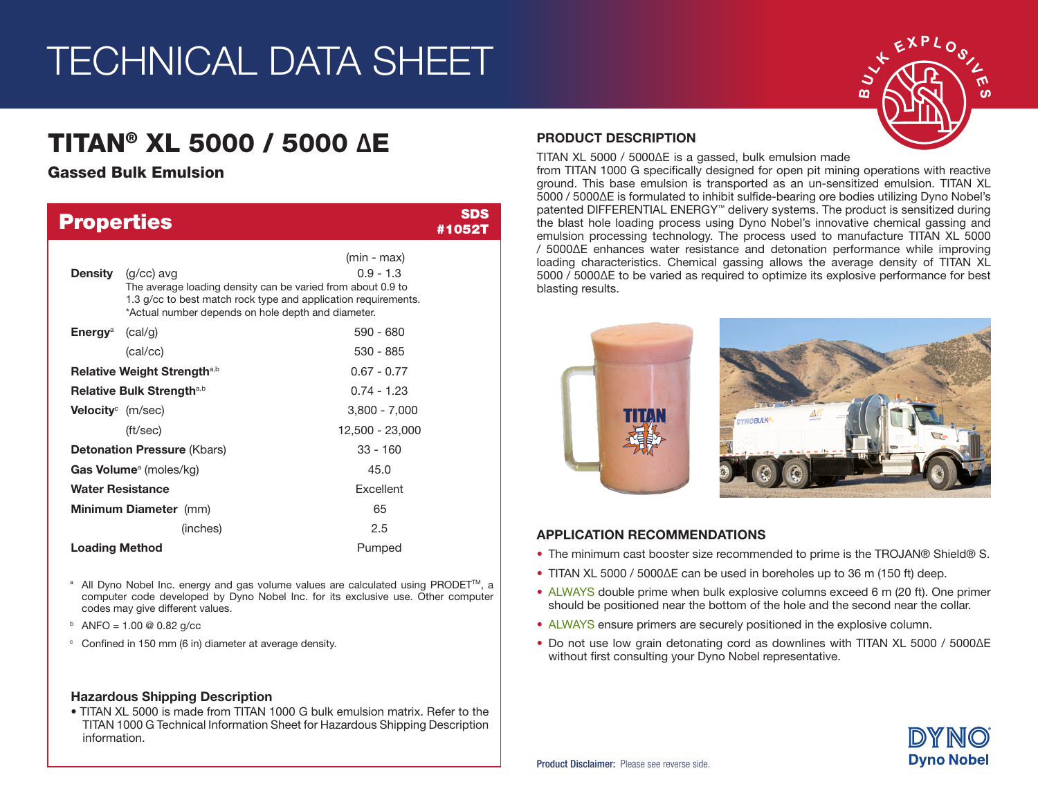# TECHNICAL DATA SHEET

## TITAN® XL 5000 / 5000 ΔE

### Gassed Bulk Emulsion

## Properties

SDS #1052T

| Property | Unit | (min - max) |
|---|---|---|
| **Density** | (g/cc) avg | 0.9 - 1.3 |
| | The average loading density can be varied from about 0.9 to 1.3 g/cc to best match rock type and application requirements. *Actual number depends on hole depth and diameter. | |
| **Energy**[a] | (cal/g) | 590 - 680 |
| | (cal/cc) | 530 - 885 |
| **Relative Weight Strength**[a,b] | | 0.67 - 0.77 |
| **Relative Bulk Strength**[a,b] | | 0.74 - 1.23 |
| **Velocity**[c] | (m/sec) | 3,800 - 7,000 |
| | (ft/sec) | 12,500 - 23,000 |
| **Detonation Pressure** | (Kbars) | 33 - 160 |
| **Gas Volume**[a] | (moles/kg) | 45.0 |
| **Water Resistance** | | Excellent |
| **Minimum Diameter** | (mm) | 65 |
| | (inches) | 2.5 |
| **Loading Method** | | Pumped |

[a] All Dyno Nobel Inc. energy and gas volume values are calculated using PRODET™, a computer code developed by Dyno Nobel Inc. for its exclusive use. Other computer codes may give different values.

[b] ANFO = 1.00 @ 0.82 g/cc

[c] Confined in 150 mm (6 in) diameter at average density.

### Hazardous Shipping Description

- TITAN XL 5000 is made from TITAN 1000 G bulk emulsion matrix. Refer to the TITAN 1000 G Technical Information Sheet for Hazardous Shipping Description information.

## PRODUCT DESCRIPTION

TITAN XL 5000 / 5000ΔE is a gassed, bulk emulsion made from TITAN 1000 G specifically designed for open pit mining operations with reactive ground. This base emulsion is transported as an un-sensitized emulsion. TITAN XL 5000 / 5000ΔE is formulated to inhibit sulfide-bearing ore bodies utilizing Dyno Nobel's patented DIFFERENTIAL ENERGY™ delivery systems. The product is sensitized during the blast hole loading process using Dyno Nobel's innovative chemical gassing and emulsion processing technology. The process used to manufacture TITAN XL 5000 / 5000ΔE enhances water resistance and detonation performance while improving loading characteristics. Chemical gassing allows the average density of TITAN XL 5000 / 5000ΔE to be varied as required to optimize its explosive performance for best blasting results.

## APPLICATION RECOMMENDATIONS

- The minimum cast booster size recommended to prime is the TROJAN® Shield® S.
- TITAN XL 5000 / 5000ΔE can be used in boreholes up to 36 m (150 ft) deep.
- ALWAYS double prime when bulk explosive columns exceed 6 m (20 ft). One primer should be positioned near the bottom of the hole and the second near the collar.
- ALWAYS ensure primers are securely positioned in the explosive column.
- Do not use low grain detonating cord as downlines with TITAN XL 5000 / 5000ΔE without first consulting your Dyno Nobel representative.

**Product Disclaimer:** Please see reverse side.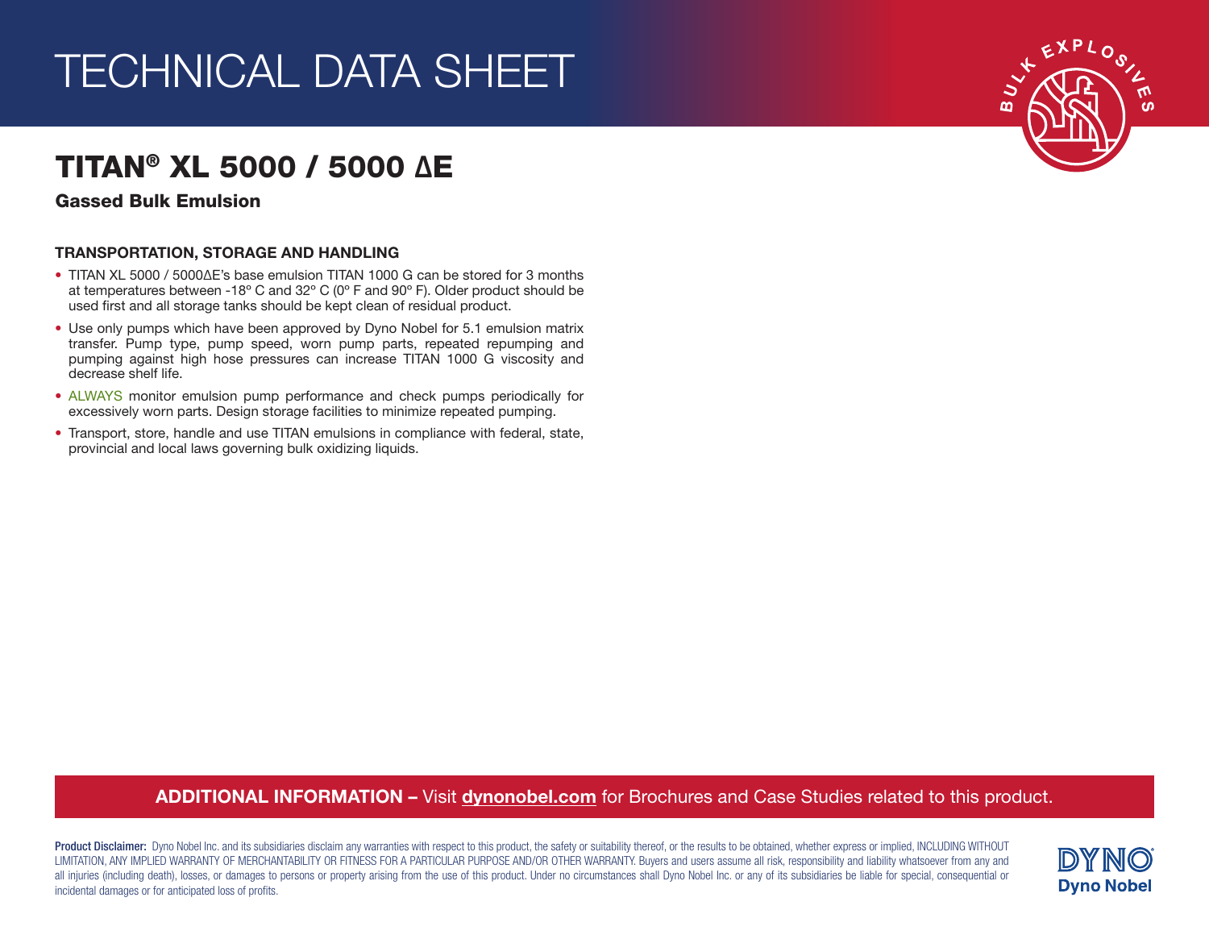# TECHNICAL DATA SHEET

## TITAN® XL 5000 / 5000 ΔE

### Gassed Bulk Emulsion

**TRANSPORTATION, STORAGE AND HANDLING**

- TITAN XL 5000 / 5000ΔE's base emulsion TITAN 1000 G can be stored for 3 months at temperatures between -18º C and 32º C (0º F and 90º F). Older product should be used first and all storage tanks should be kept clean of residual product.
- Use only pumps which have been approved by Dyno Nobel for 5.1 emulsion matrix transfer. Pump type, pump speed, worn pump parts, repeated repumping and pumping against high hose pressures can increase TITAN 1000 G viscosity and decrease shelf life.
- ALWAYS monitor emulsion pump performance and check pumps periodically for excessively worn parts. Design storage facilities to minimize repeated pumping.
- Transport, store, handle and use TITAN emulsions in compliance with federal, state, provincial and local laws governing bulk oxidizing liquids.

**ADDITIONAL INFORMATION –** Visit **dynonobel.com** for Brochures and Case Studies related to this product.

**Product Disclaimer:** Dyno Nobel Inc. and its subsidiaries disclaim any warranties with respect to this product, the safety or suitability thereof, or the results to be obtained, whether express or implied, INCLUDING WITHOUT LIMITATION, ANY IMPLIED WARRANTY OF MERCHANTABILITY OR FITNESS FOR A PARTICULAR PURPOSE AND/OR OTHER WARRANTY. Buyers and users assume all risk, responsibility and liability whatsoever from any and all injuries (including death), losses, or damages to persons or property arising from the use of this product. Under no circumstances shall Dyno Nobel Inc. or any of its subsidiaries be liable for special, consequential or incidental damages or for anticipated loss of profits.